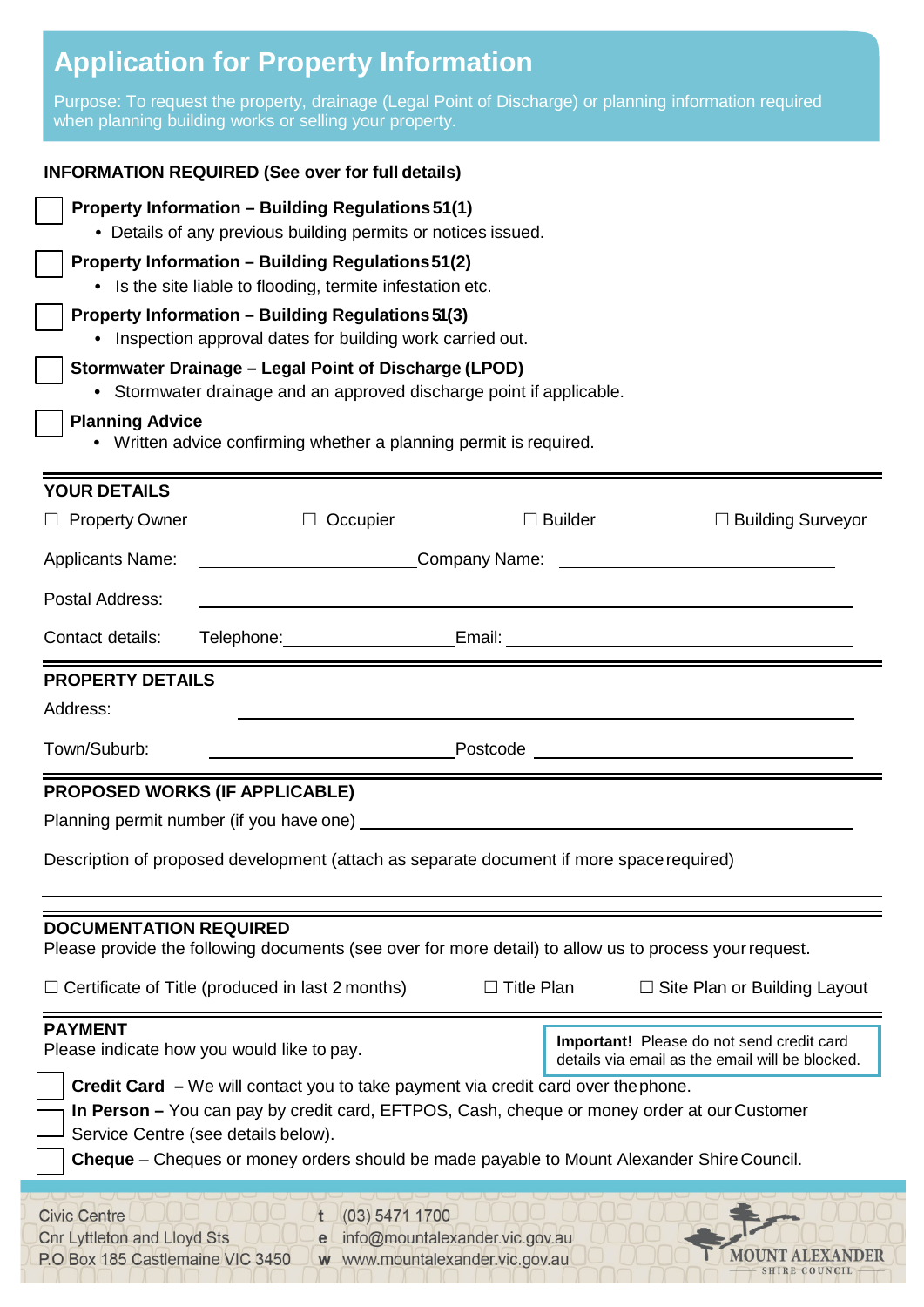# Application for Property Information

Purpose: To request the property, drainage (Legal Point of Discharge) or planning information required when planning building works or selling your property.

**INFORMATION REQUIRED (See over for full details)**

☐ **Property Information – Building Regulations 51(1)**
- Details of any previous building permits or notices issued.

☐ **Property Information – Building Regulations 51(2)**
- Is the site liable to flooding, termite infestation etc.

☐ **Property Information – Building Regulations 51(3)**
- Inspection approval dates for building work carried out.

☐ **Stormwater Drainage – Legal Point of Discharge (LPOD)**
- Stormwater drainage and an approved discharge point if applicable.

☐ **Planning Advice**
- Written advice confirming whether a planning permit is required.

## YOUR DETAILS

☐ Property Owner ☐ Occupier ☐ Builder ☐ Building Surveyor

Applicants Name: ______________________ Company Name: ______________________

Postal Address: ______________________________________________

Contact details: Telephone: ________________ Email: ______________________

## PROPERTY DETAILS

Address: ______________________________________________

Town/Suburb: ______________________ Postcode ______________________

## PROPOSED WORKS (IF APPLICABLE)

Planning permit number (if you have one) ______________________________

Description of proposed development (attach as separate document if more space required)

______________________________________________

## DOCUMENTATION REQUIRED

Please provide the following documents (see over for more detail) to allow us to process your request.

☐ Certificate of Title (produced in last 2 months) ☐ Title Plan ☐ Site Plan or Building Layout

## PAYMENT

Please indicate how you would like to pay.

**Important!** Please do not send credit card details via email as the email will be blocked.

☐ **Credit Card** – We will contact you to take payment via credit card over the phone.

☐ **In Person** – You can pay by credit card, EFTPOS, Cash, cheque or money order at our Customer Service Centre (see details below).

☐ **Cheque** – Cheques or money orders should be made payable to Mount Alexander Shire Council.

Civic Centre
Cnr Lyttleton and Lloyd Sts
P.O Box 185 Castlemaine VIC 3450

t (03) 5471 1700
e info@mountalexander.vic.gov.au
w www.mountalexander.vic.gov.au

MOUNT ALEXANDER SHIRE COUNCIL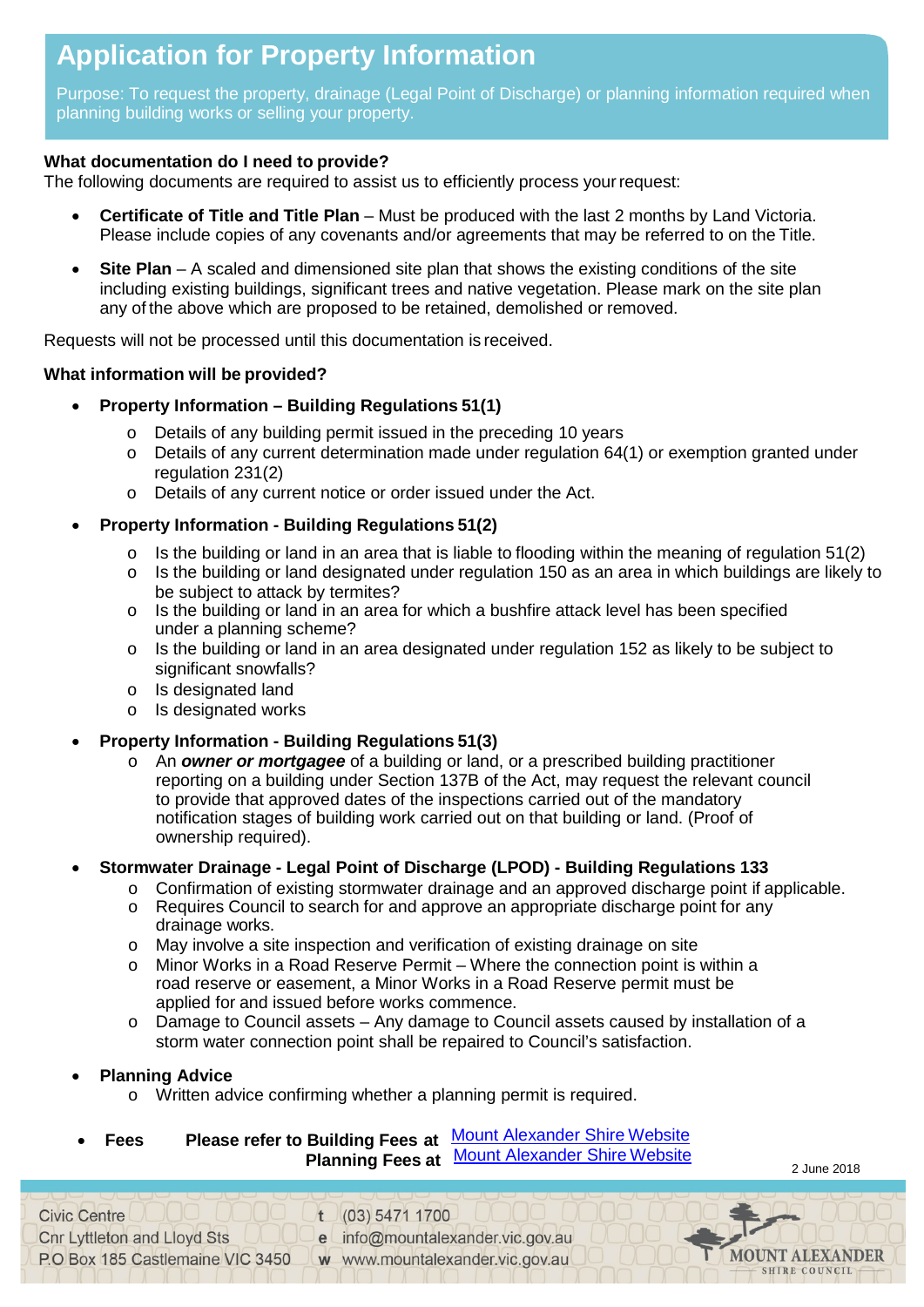# Application for Property Information

Purpose: To request the property, drainage (Legal Point of Discharge) or planning information required when planning building works or selling your property.

**What documentation do I need to provide?**

The following documents are required to assist us to efficiently process your request:

- **Certificate of Title and Title Plan** – Must be produced with the last 2 months by Land Victoria. Please include copies of any covenants and/or agreements that may be referred to on the Title.
- **Site Plan** – A scaled and dimensioned site plan that shows the existing conditions of the site including existing buildings, significant trees and native vegetation. Please mark on the site plan any of the above which are proposed to be retained, demolished or removed.

Requests will not be processed until this documentation is received.

**What information will be provided?**

- **Property Information – Building Regulations 51(1)**
  - Details of any building permit issued in the preceding 10 years
  - Details of any current determination made under regulation 64(1) or exemption granted under regulation 231(2)
  - Details of any current notice or order issued under the Act.
- **Property Information - Building Regulations 51(2)**
  - Is the building or land in an area that is liable to flooding within the meaning of regulation 51(2)
  - Is the building or land designated under regulation 150 as an area in which buildings are likely to be subject to attack by termites?
  - Is the building or land in an area for which a bushfire attack level has been specified under a planning scheme?
  - Is the building or land in an area designated under regulation 152 as likely to be subject to significant snowfalls?
  - Is designated land
  - Is designated works
- **Property Information - Building Regulations 51(3)**
  - An ***owner or mortgagee*** of a building or land, or a prescribed building practitioner reporting on a building under Section 137B of the Act, may request the relevant council to provide that approved dates of the inspections carried out of the mandatory notification stages of building work carried out on that building or land. (Proof of ownership required).
- **Stormwater Drainage - Legal Point of Discharge (LPOD) - Building Regulations 133**
  - Confirmation of existing stormwater drainage and an approved discharge point if applicable.
  - Requires Council to search for and approve an appropriate discharge point for any drainage works.
  - May involve a site inspection and verification of existing drainage on site
  - Minor Works in a Road Reserve Permit – Where the connection point is within a road reserve or easement, a Minor Works in a Road Reserve permit must be applied for and issued before works commence.
  - Damage to Council assets – Any damage to Council assets caused by installation of a storm water connection point shall be repaired to Council's satisfaction.
- **Planning Advice**
  - Written advice confirming whether a planning permit is required.
- **Fees** **Please refer to Building Fees at** Mount Alexander Shire Website
  **Planning Fees at** Mount Alexander Shire Website

2 June 2018

Civic Centre
Cnr Lyttleton and Lloyd Sts
P.O Box 185 Castlemaine VIC 3450

t (03) 5471 1700
e info@mountalexander.vic.gov.au
w www.mountalexander.vic.gov.au

MOUNT ALEXANDER SHIRE COUNCIL